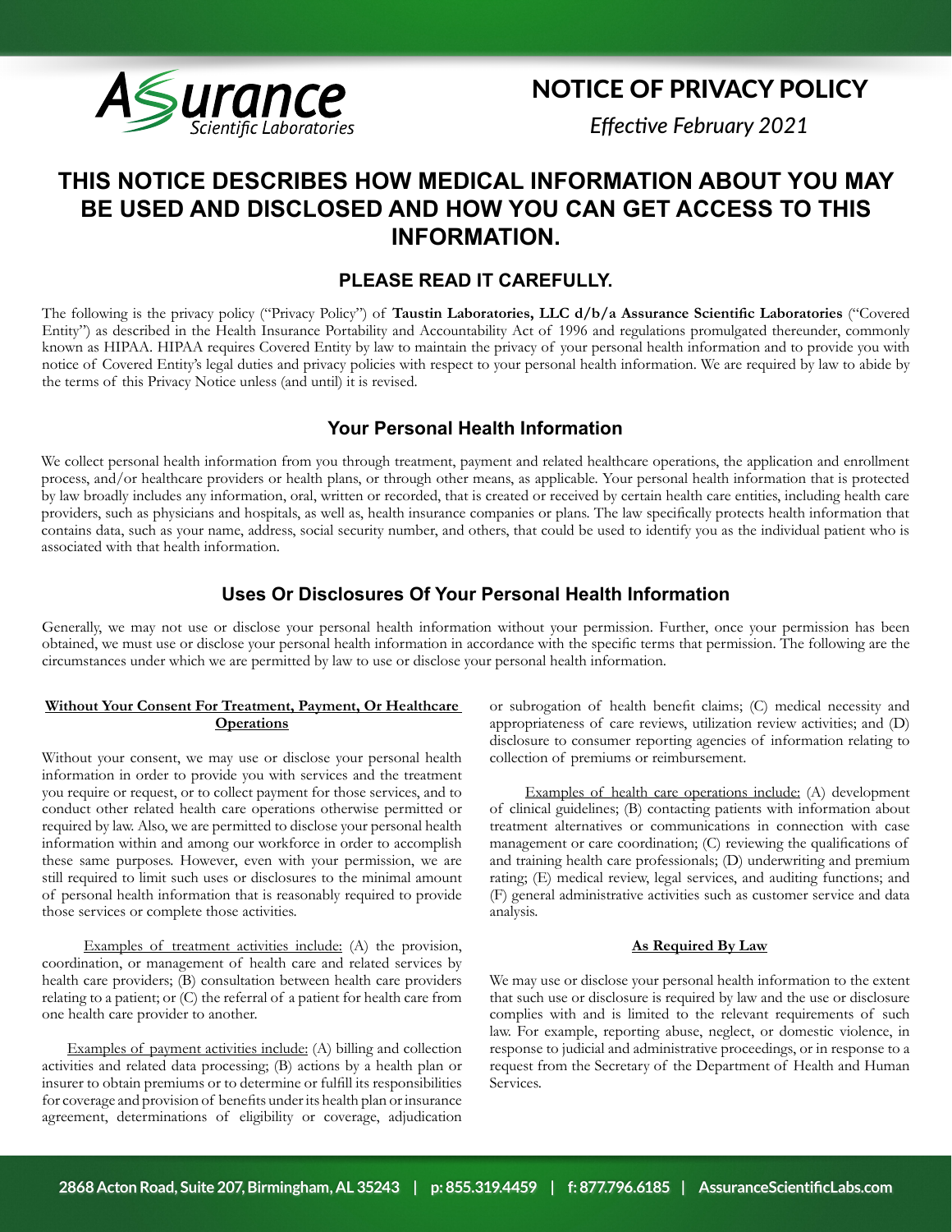# NOTICE OF PRIVACY POLICY

*Effective February 2021*

# THIS NOTICE DESCRIBES HOW MEDICAL INFORMATION ABOUT YOU MAY BE USED AND DISCLOSED AND HOW YOU CAN GET ACCESS TO THIS INFORMATION.

## PLEASE READ IT CAREFULLY.

The following is the privacy policy ("Privacy Policy") of **Taustin Laboratories, LLC d/b/a Assurance Scientific Laboratories** ("Covered Entity") as described in the Health Insurance Portability and Accountability Act of 1996 and regulations promulgated thereunder, commonly known as HIPAA. HIPAA requires Covered Entity by law to maintain the privacy of your personal health information and to provide you with notice of Covered Entity's legal duties and privacy policies with respect to your personal health information. We are required by law to abide by the terms of this Privacy Notice unless (and until) it is revised.

## Your Personal Health Information

We collect personal health information from you through treatment, payment and related healthcare operations, the application and enrollment process, and/or healthcare providers or health plans, or through other means, as applicable. Your personal health information that is protected by law broadly includes any information, oral, written or recorded, that is created or received by certain health care entities, including health care providers, such as physicians and hospitals, as well as, health insurance companies or plans. The law specifically protects health information that contains data, such as your name, address, social security number, and others, that could be used to identify you as the individual patient who is associated with that health information.

## Uses Or Disclosures Of Your Personal Health Information

Generally, we may not use or disclose your personal health information without your permission. Further, once your permission has been obtained, we must use or disclose your personal health information in accordance with the specific terms that permission. The following are the circumstances under which we are permitted by law to use or disclose your personal health information.

### Without Your Consent For Treatment, Payment, Or Healthcare Operations

Without your consent, we may use or disclose your personal health information in order to provide you with services and the treatment you require or request, or to collect payment for those services, and to conduct other related health care operations otherwise permitted or required by law. Also, we are permitted to disclose your personal health information within and among our workforce in order to accomplish these same purposes. However, even with your permission, we are still required to limit such uses or disclosures to the minimal amount of personal health information that is reasonably required to provide those services or complete those activities.

Examples of treatment activities include: (A) the provision, coordination, or management of health care and related services by health care providers; (B) consultation between health care providers relating to a patient; or (C) the referral of a patient for health care from one health care provider to another.

Examples of payment activities include: (A) billing and collection activities and related data processing; (B) actions by a health plan or insurer to obtain premiums or to determine or fulfill its responsibilities for coverage and provision of benefits under its health plan or insurance agreement, determinations of eligibility or coverage, adjudication or subrogation of health benefit claims; (C) medical necessity and appropriateness of care reviews, utilization review activities; and (D) disclosure to consumer reporting agencies of information relating to collection of premiums or reimbursement.

Examples of health care operations include: (A) development of clinical guidelines; (B) contacting patients with information about treatment alternatives or communications in connection with case management or care coordination; (C) reviewing the qualifications of and training health care professionals; (D) underwriting and premium rating; (E) medical review, legal services, and auditing functions; and (F) general administrative activities such as customer service and data analysis.

### As Required By Law

We may use or disclose your personal health information to the extent that such use or disclosure is required by law and the use or disclosure complies with and is limited to the relevant requirements of such law. For example, reporting abuse, neglect, or domestic violence, in response to judicial and administrative proceedings, or in response to a request from the Secretary of the Department of Health and Human Services.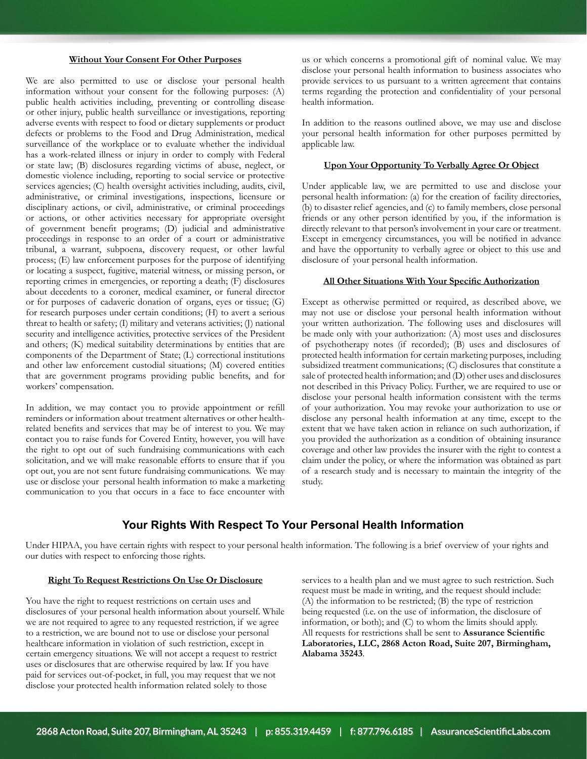### Without Your Consent For Other Purposes

We are also permitted to use or disclose your personal health information without your consent for the following purposes: (A) public health activities including, preventing or controlling disease or other injury, public health surveillance or investigations, reporting adverse events with respect to food or dietary supplements or product defects or problems to the Food and Drug Administration, medical surveillance of the workplace or to evaluate whether the individual has a work-related illness or injury in order to comply with Federal or state law; (B) disclosures regarding victims of abuse, neglect, or domestic violence including, reporting to social service or protective services agencies; (C) health oversight activities including, audits, civil, administrative, or criminal investigations, inspections, licensure or disciplinary actions, or civil, administrative, or criminal proceedings or actions, or other activities necessary for appropriate oversight of government benefit programs; (D) judicial and administrative proceedings in response to an order of a court or administrative tribunal, a warrant, subpoena, discovery request, or other lawful process; (E) law enforcement purposes for the purpose of identifying or locating a suspect, fugitive, material witness, or missing person, or reporting crimes in emergencies, or reporting a death; (F) disclosures about decedents to a coroner, medical examiner, or funeral director or for purposes of cadaveric donation of organs, eyes or tissue; (G) for research purposes under certain conditions; (H) to avert a serious threat to health or safety; (I) military and veterans activities; (J) national security and intelligence activities, protective services of the President and others; (K) medical suitability determinations by entities that are components of the Department of State; (L) correctional institutions and other law enforcement custodial situations; (M) covered entities that are government programs providing public benefits, and for workers' compensation.

In addition, we may contact you to provide appointment or refill reminders or information about treatment alternatives or other health-related benefits and services that may be of interest to you. We may contact you to raise funds for Covered Entity, however, you will have the right to opt out of such fundraising communications with each solicitation, and we will make reasonable efforts to ensure that if you opt out, you are not sent future fundraising communications. We may use or disclose your personal health information to make a marketing communication to you that occurs in a face to face encounter with us or which concerns a promotional gift of nominal value. We may disclose your personal health information to business associates who provide services to us pursuant to a written agreement that contains terms regarding the protection and confidentiality of your personal health information.

In addition to the reasons outlined above, we may use and disclose your personal health information for other purposes permitted by applicable law.

### Upon Your Opportunity To Verbally Agree Or Object

Under applicable law, we are permitted to use and disclose your personal health information: (a) for the creation of facility directories, (b) to disaster relief agencies, and (c) to family members, close personal friends or any other person identified by you, if the information is directly relevant to that person's involvement in your care or treatment. Except in emergency circumstances, you will be notified in advance and have the opportunity to verbally agree or object to this use and disclosure of your personal health information.

### All Other Situations With Your Specific Authorization

Except as otherwise permitted or required, as described above, we may not use or disclose your personal health information without your written authorization. The following uses and disclosures will be made only with your authorization: (A) most uses and disclosures of psychotherapy notes (if recorded); (B) uses and disclosures of protected health information for certain marketing purposes, including subsidized treatment communications; (C) disclosures that constitute a sale of protected health information; and (D) other uses and disclosures not described in this Privacy Policy. Further, we are required to use or disclose your personal health information consistent with the terms of your authorization. You may revoke your authorization to use or disclose any personal health information at any time, except to the extent that we have taken action in reliance on such authorization, if you provided the authorization as a condition of obtaining insurance coverage and other law provides the insurer with the right to contest a claim under the policy, or where the information was obtained as part of a research study and is necessary to maintain the integrity of the study.

## Your Rights With Respect To Your Personal Health Information

Under HIPAA, you have certain rights with respect to your personal health information. The following is a brief overview of your rights and our duties with respect to enforcing those rights.

### Right To Request Restrictions On Use Or Disclosure

You have the right to request restrictions on certain uses and disclosures of your personal health information about yourself. While we are not required to agree to any requested restriction, if we agree to a restriction, we are bound not to use or disclose your personal healthcare information in violation of such restriction, except in certain emergency situations. We will not accept a request to restrict uses or disclosures that are otherwise required by law. If you have paid for services out-of-pocket, in full, you may request that we not disclose your protected health information related solely to those services to a health plan and we must agree to such restriction. Such request must be made in writing, and the request should include: (A) the information to be restricted; (B) the type of restriction being requested (i.e. on the use of information, the disclosure of information, or both); and (C) to whom the limits should apply. All requests for restrictions shall be sent to **Assurance Scientific Laboratories, LLC, 2868 Acton Road, Suite 207, Birmingham, Alabama 35243**.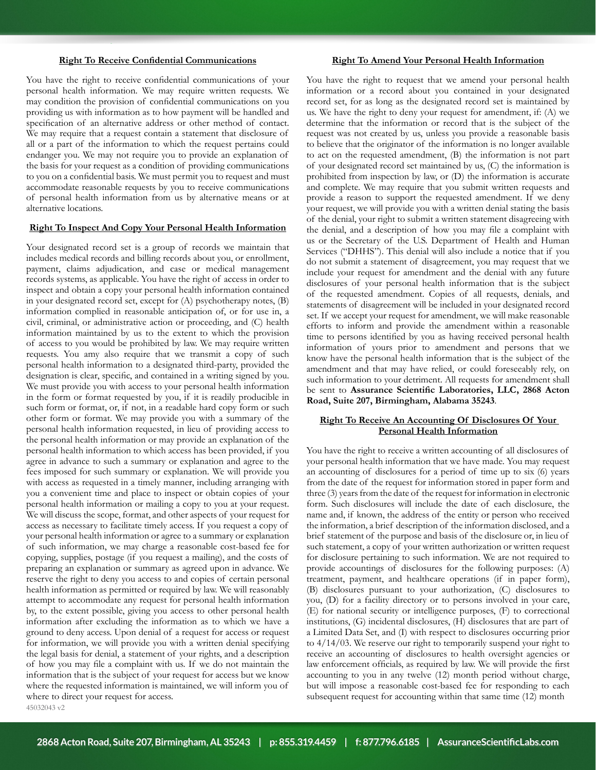**Right To Receive Confidential Communications**

You have the right to receive confidential communications of your personal health information. We may require written requests. We may condition the provision of confidential communications on you providing us with information as to how payment will be handled and specification of an alternative address or other method of contact. We may require that a request contain a statement that disclosure of all or a part of the information to which the request pertains could endanger you. We may not require you to provide an explanation of the basis for your request as a condition of providing communications to you on a confidential basis. We must permit you to request and must accommodate reasonable requests by you to receive communications of personal health information from us by alternative means or at alternative locations.

**Right To Inspect And Copy Your Personal Health Information**

Your designated record set is a group of records we maintain that includes medical records and billing records about you, or enrollment, payment, claims adjudication, and case or medical management records systems, as applicable. You have the right of access in order to inspect and obtain a copy your personal health information contained in your designated record set, except for (A) psychotherapy notes, (B) information complied in reasonable anticipation of, or for use in, a civil, criminal, or administrative action or proceeding, and (C) health information maintained by us to the extent to which the provision of access to you would be prohibited by law. We may require written requests. You amy also require that we transmit a copy of such personal health information to a designated third-party, provided the designation is clear, specific, and contained in a writing signed by you. We must provide you with access to your personal health information in the form or format requested by you, if it is readily producible in such form or format, or, if not, in a readable hard copy form or such other form or format. We may provide you with a summary of the personal health information requested, in lieu of providing access to the personal health information or may provide an explanation of the personal health information to which access has been provided, if you agree in advance to such a summary or explanation and agree to the fees imposed for such summary or explanation. We will provide you with access as requested in a timely manner, including arranging with you a convenient time and place to inspect or obtain copies of your personal health information or mailing a copy to you at your request. We will discuss the scope, format, and other aspects of your request for access as necessary to facilitate timely access. If you request a copy of your personal health information or agree to a summary or explanation of such information, we may charge a reasonable cost-based fee for copying, supplies, postage (if you request a mailing), and the costs of preparing an explanation or summary as agreed upon in advance. We reserve the right to deny you access to and copies of certain personal health information as permitted or required by law. We will reasonably attempt to accommodate any request for personal health information by, to the extent possible, giving you access to other personal health information after excluding the information as to which we have a ground to deny access. Upon denial of a request for access or request for information, we will provide you with a written denial specifying the legal basis for denial, a statement of your rights, and a description of how you may file a complaint with us. If we do not maintain the information that is the subject of your request for access but we know where the requested information is maintained, we will inform you of where to direct your request for access.

45032043 v2

**Right To Amend Your Personal Health Information**

You have the right to request that we amend your personal health information or a record about you contained in your designated record set, for as long as the designated record set is maintained by us. We have the right to deny your request for amendment, if: (A) we determine that the information or record that is the subject of the request was not created by us, unless you provide a reasonable basis to believe that the originator of the information is no longer available to act on the requested amendment, (B) the information is not part of your designated record set maintained by us, (C) the information is prohibited from inspection by law, or (D) the information is accurate and complete. We may require that you submit written requests and provide a reason to support the requested amendment. If we deny your request, we will provide you with a written denial stating the basis of the denial, your right to submit a written statement disagreeing with the denial, and a description of how you may file a complaint with us or the Secretary of the U.S. Department of Health and Human Services ("DHHS"). This denial will also include a notice that if you do not submit a statement of disagreement, you may request that we include your request for amendment and the denial with any future disclosures of your personal health information that is the subject of the requested amendment. Copies of all requests, denials, and statements of disagreement will be included in your designated record set. If we accept your request for amendment, we will make reasonable efforts to inform and provide the amendment within a reasonable time to persons identified by you as having received personal health information of yours prior to amendment and persons that we know have the personal health information that is the subject of the amendment and that may have relied, or could foreseeably rely, on such information to your detriment. All requests for amendment shall be sent to **Assurance Scientific Laboratories, LLC, 2868 Acton Road, Suite 207, Birmingham, Alabama 35243**.

**Right To Receive An Accounting Of Disclosures Of Your Personal Health Information**

You have the right to receive a written accounting of all disclosures of your personal health information that we have made. You may request an accounting of disclosures for a period of time up to six (6) years from the date of the request for information stored in paper form and three (3) years from the date of the request for information in electronic form. Such disclosures will include the date of each disclosure, the name and, if known, the address of the entity or person who received the information, a brief description of the information disclosed, and a brief statement of the purpose and basis of the disclosure or, in lieu of such statement, a copy of your written authorization or written request for disclosure pertaining to such information. We are not required to provide accountings of disclosures for the following purposes: (A) treatment, payment, and healthcare operations (if in paper form), (B) disclosures pursuant to your authorization, (C) disclosures to you, (D) for a facility directory or to persons involved in your care, (E) for national security or intelligence purposes, (F) to correctional institutions, (G) incidental disclosures, (H) disclosures that are part of a Limited Data Set, and (I) with respect to disclosures occurring prior to 4/14/03. We reserve our right to temporarily suspend your right to receive an accounting of disclosures to health oversight agencies or law enforcement officials, as required by law. We will provide the first accounting to you in any twelve (12) month period without charge, but will impose a reasonable cost-based fee for responding to each subsequent request for accounting within that same time (12) month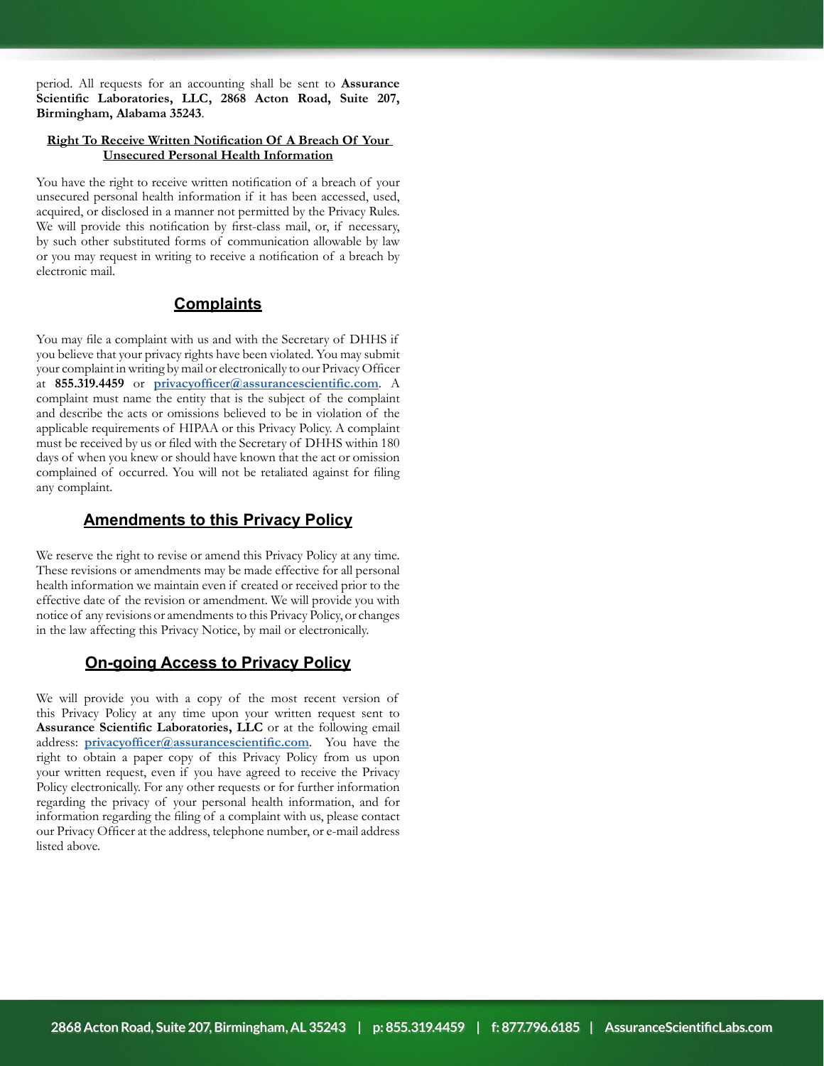period. All requests for an accounting shall be sent to **Assurance Scientific Laboratories, LLC, 2868 Acton Road, Suite 207, Birmingham, Alabama 35243**.

**Right To Receive Written Notification Of A Breach Of Your Unsecured Personal Health Information**

You have the right to receive written notification of a breach of your unsecured personal health information if it has been accessed, used, acquired, or disclosed in a manner not permitted by the Privacy Rules. We will provide this notification by first-class mail, or, if necessary, by such other substituted forms of communication allowable by law or you may request in writing to receive a notification of a breach by electronic mail.

## Complaints

You may file a complaint with us and with the Secretary of DHHS if you believe that your privacy rights have been violated. You may submit your complaint in writing by mail or electronically to our Privacy Officer at **855.319.4459** or **privacyofficer@assurancescientific.com**. A complaint must name the entity that is the subject of the complaint and describe the acts or omissions believed to be in violation of the applicable requirements of HIPAA or this Privacy Policy. A complaint must be received by us or filed with the Secretary of DHHS within 180 days of when you knew or should have known that the act or omission complained of occurred. You will not be retaliated against for filing any complaint.

## Amendments to this Privacy Policy

We reserve the right to revise or amend this Privacy Policy at any time. These revisions or amendments may be made effective for all personal health information we maintain even if created or received prior to the effective date of the revision or amendment. We will provide you with notice of any revisions or amendments to this Privacy Policy, or changes in the law affecting this Privacy Notice, by mail or electronically.

## On-going Access to Privacy Policy

We will provide you with a copy of the most recent version of this Privacy Policy at any time upon your written request sent to **Assurance Scientific Laboratories, LLC** or at the following email address: **privacyofficer@assurancescientific.com**. You have the right to obtain a paper copy of this Privacy Policy from us upon your written request, even if you have agreed to receive the Privacy Policy electronically. For any other requests or for further information regarding the privacy of your personal health information, and for information regarding the filing of a complaint with us, please contact our Privacy Officer at the address, telephone number, or e-mail address listed above.